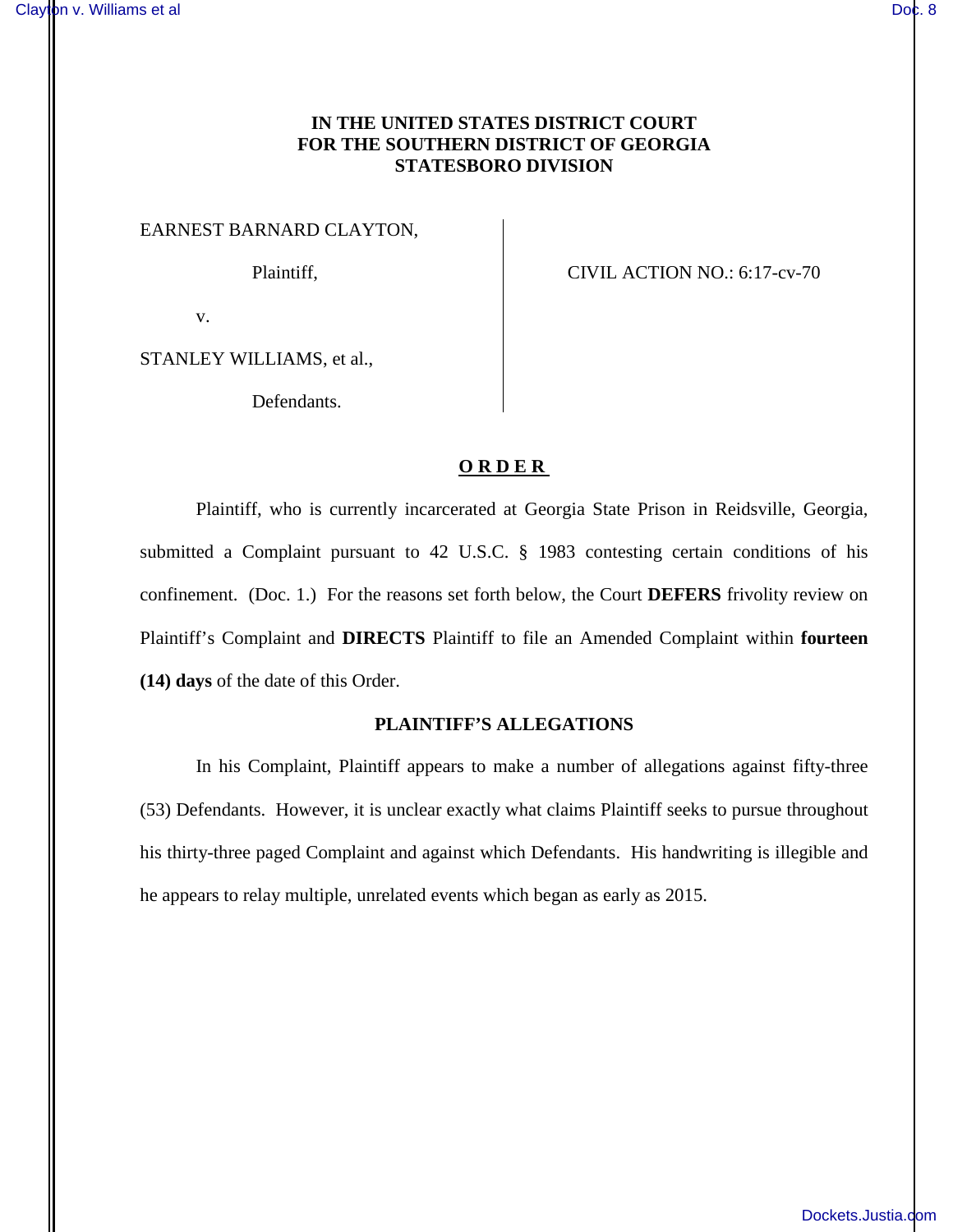**IN THE UNITED STATES DISTRICT COURT**
**FOR THE SOUTHERN DISTRICT OF GEORGIA**
**STATESBORO DIVISION**

EARNEST BARNARD CLAYTON,

Plaintiff,

v.

STANLEY WILLIAMS, et al.,

Defendants.

CIVIL ACTION NO.: 6:17-cv-70

**O R D E R**

Plaintiff, who is currently incarcerated at Georgia State Prison in Reidsville, Georgia, submitted a Complaint pursuant to 42 U.S.C. § 1983 contesting certain conditions of his confinement. (Doc. 1.) For the reasons set forth below, the Court **DEFERS** frivolity review on Plaintiff's Complaint and **DIRECTS** Plaintiff to file an Amended Complaint within **fourteen (14) days** of the date of this Order.

**PLAINTIFF'S ALLEGATIONS**

In his Complaint, Plaintiff appears to make a number of allegations against fifty-three (53) Defendants. However, it is unclear exactly what claims Plaintiff seeks to pursue throughout his thirty-three paged Complaint and against which Defendants. His handwriting is illegible and he appears to relay multiple, unrelated events which began as early as 2015.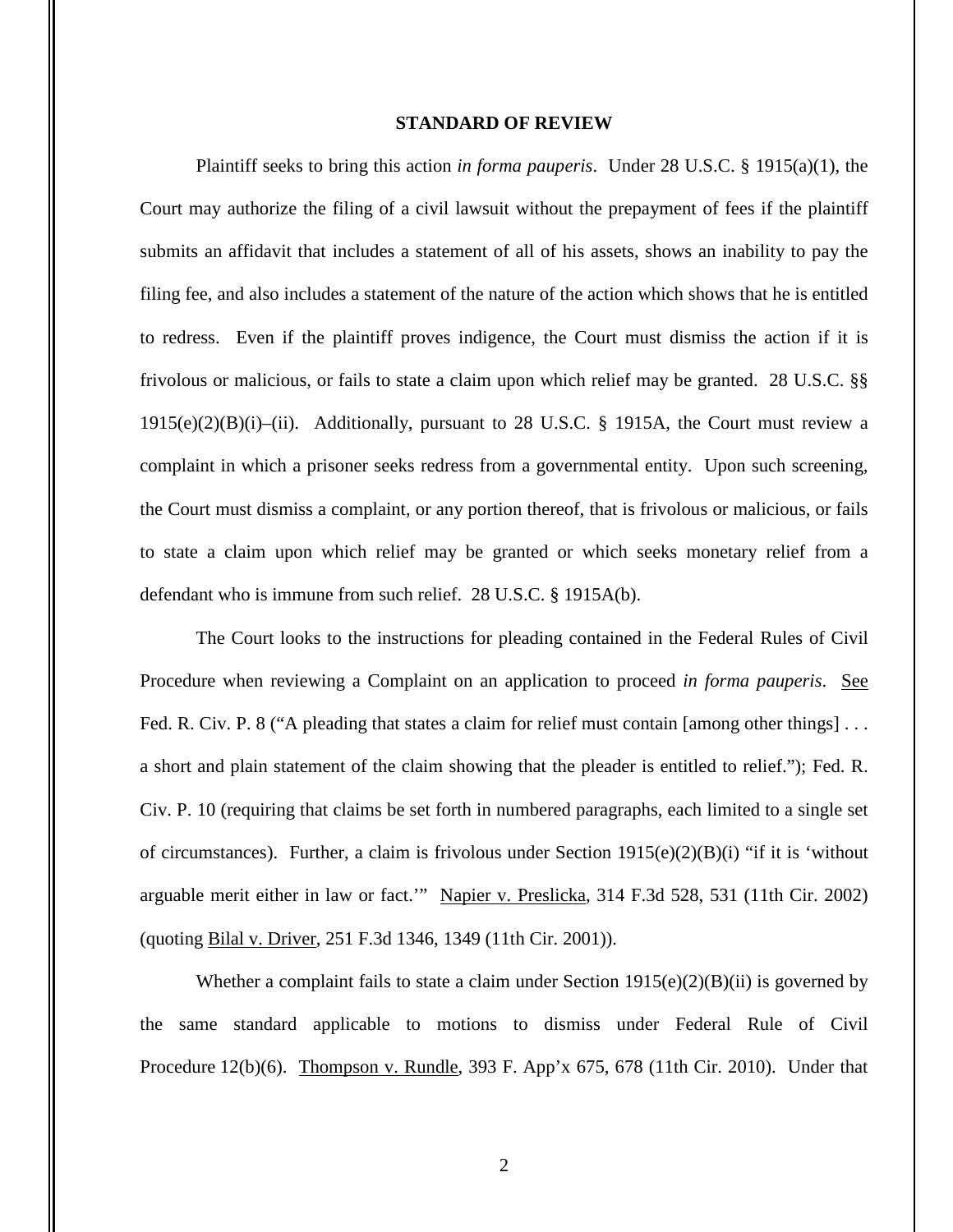**STANDARD OF REVIEW**

Plaintiff seeks to bring this action *in forma pauperis*. Under 28 U.S.C. § 1915(a)(1), the Court may authorize the filing of a civil lawsuit without the prepayment of fees if the plaintiff submits an affidavit that includes a statement of all of his assets, shows an inability to pay the filing fee, and also includes a statement of the nature of the action which shows that he is entitled to redress. Even if the plaintiff proves indigence, the Court must dismiss the action if it is frivolous or malicious, or fails to state a claim upon which relief may be granted. 28 U.S.C. §§ 1915(e)(2)(B)(i)–(ii). Additionally, pursuant to 28 U.S.C. § 1915A, the Court must review a complaint in which a prisoner seeks redress from a governmental entity. Upon such screening, the Court must dismiss a complaint, or any portion thereof, that is frivolous or malicious, or fails to state a claim upon which relief may be granted or which seeks monetary relief from a defendant who is immune from such relief. 28 U.S.C. § 1915A(b).

The Court looks to the instructions for pleading contained in the Federal Rules of Civil Procedure when reviewing a Complaint on an application to proceed *in forma pauperis*. See Fed. R. Civ. P. 8 ("A pleading that states a claim for relief must contain [among other things] . . . a short and plain statement of the claim showing that the pleader is entitled to relief."); Fed. R. Civ. P. 10 (requiring that claims be set forth in numbered paragraphs, each limited to a single set of circumstances). Further, a claim is frivolous under Section 1915(e)(2)(B)(i) "if it is 'without arguable merit either in law or fact.'" Napier v. Preslicka, 314 F.3d 528, 531 (11th Cir. 2002) (quoting Bilal v. Driver, 251 F.3d 1346, 1349 (11th Cir. 2001)).

Whether a complaint fails to state a claim under Section 1915(e)(2)(B)(ii) is governed by the same standard applicable to motions to dismiss under Federal Rule of Civil Procedure 12(b)(6). Thompson v. Rundle, 393 F. App'x 675, 678 (11th Cir. 2010). Under that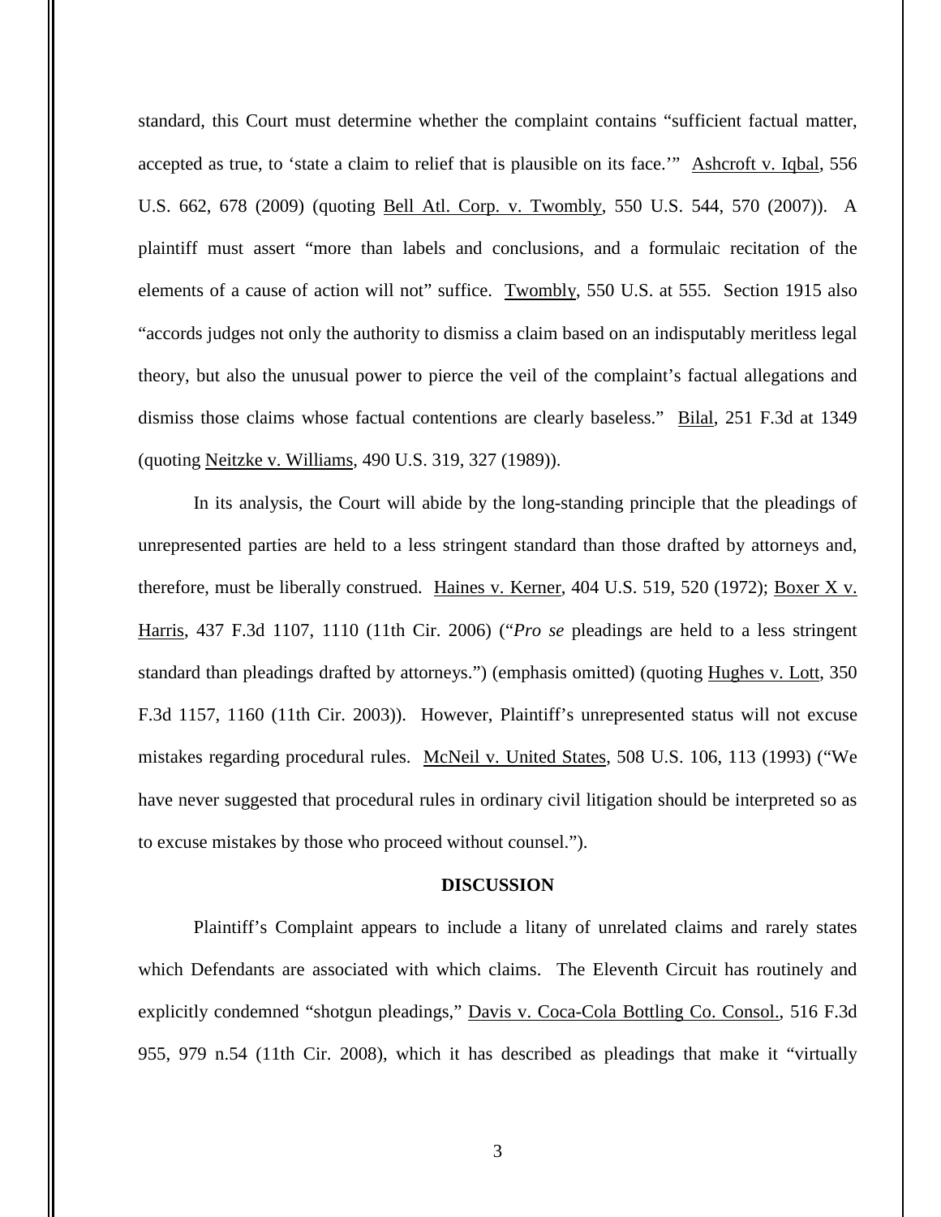standard, this Court must determine whether the complaint contains "sufficient factual matter, accepted as true, to 'state a claim to relief that is plausible on its face.'" Ashcroft v. Iqbal, 556 U.S. 662, 678 (2009) (quoting Bell Atl. Corp. v. Twombly, 550 U.S. 544, 570 (2007)). A plaintiff must assert "more than labels and conclusions, and a formulaic recitation of the elements of a cause of action will not" suffice. Twombly, 550 U.S. at 555. Section 1915 also "accords judges not only the authority to dismiss a claim based on an indisputably meritless legal theory, but also the unusual power to pierce the veil of the complaint's factual allegations and dismiss those claims whose factual contentions are clearly baseless." Bilal, 251 F.3d at 1349 (quoting Neitzke v. Williams, 490 U.S. 319, 327 (1989)).

In its analysis, the Court will abide by the long-standing principle that the pleadings of unrepresented parties are held to a less stringent standard than those drafted by attorneys and, therefore, must be liberally construed. Haines v. Kerner, 404 U.S. 519, 520 (1972); Boxer X v. Harris, 437 F.3d 1107, 1110 (11th Cir. 2006) ("*Pro se* pleadings are held to a less stringent standard than pleadings drafted by attorneys.") (emphasis omitted) (quoting Hughes v. Lott, 350 F.3d 1157, 1160 (11th Cir. 2003)). However, Plaintiff's unrepresented status will not excuse mistakes regarding procedural rules. McNeil v. United States, 508 U.S. 106, 113 (1993) ("We have never suggested that procedural rules in ordinary civil litigation should be interpreted so as to excuse mistakes by those who proceed without counsel.").

## DISCUSSION

Plaintiff's Complaint appears to include a litany of unrelated claims and rarely states which Defendants are associated with which claims. The Eleventh Circuit has routinely and explicitly condemned "shotgun pleadings," Davis v. Coca-Cola Bottling Co. Consol., 516 F.3d 955, 979 n.54 (11th Cir. 2008), which it has described as pleadings that make it "virtually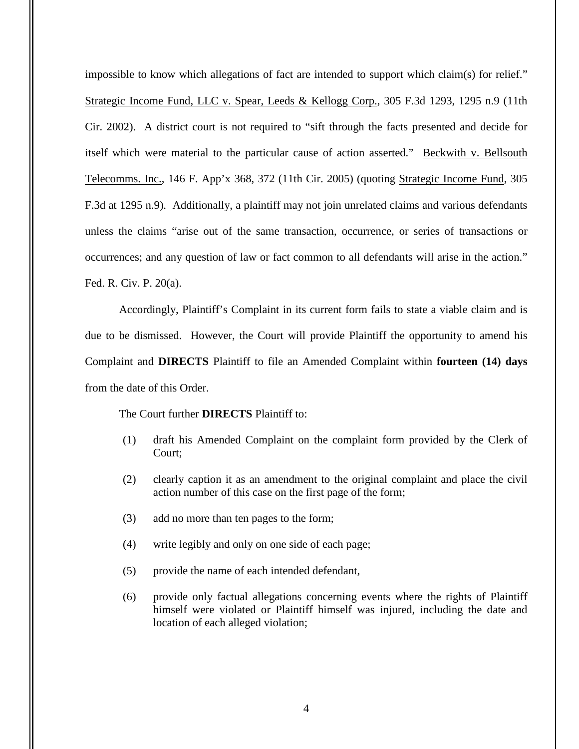impossible to know which allegations of fact are intended to support which claim(s) for relief." Strategic Income Fund, LLC v. Spear, Leeds & Kellogg Corp., 305 F.3d 1293, 1295 n.9 (11th Cir. 2002). A district court is not required to "sift through the facts presented and decide for itself which were material to the particular cause of action asserted." Beckwith v. Bellsouth Telecomms. Inc., 146 F. App'x 368, 372 (11th Cir. 2005) (quoting Strategic Income Fund, 305 F.3d at 1295 n.9). Additionally, a plaintiff may not join unrelated claims and various defendants unless the claims "arise out of the same transaction, occurrence, or series of transactions or occurrences; and any question of law or fact common to all defendants will arise in the action." Fed. R. Civ. P. 20(a).

Accordingly, Plaintiff's Complaint in its current form fails to state a viable claim and is due to be dismissed. However, the Court will provide Plaintiff the opportunity to amend his Complaint and **DIRECTS** Plaintiff to file an Amended Complaint within **fourteen (14) days** from the date of this Order.

The Court further **DIRECTS** Plaintiff to:

(1) draft his Amended Complaint on the complaint form provided by the Clerk of Court;

(2) clearly caption it as an amendment to the original complaint and place the civil action number of this case on the first page of the form;

(3) add no more than ten pages to the form;

(4) write legibly and only on one side of each page;

(5) provide the name of each intended defendant,

(6) provide only factual allegations concerning events where the rights of Plaintiff himself were violated or Plaintiff himself was injured, including the date and location of each alleged violation;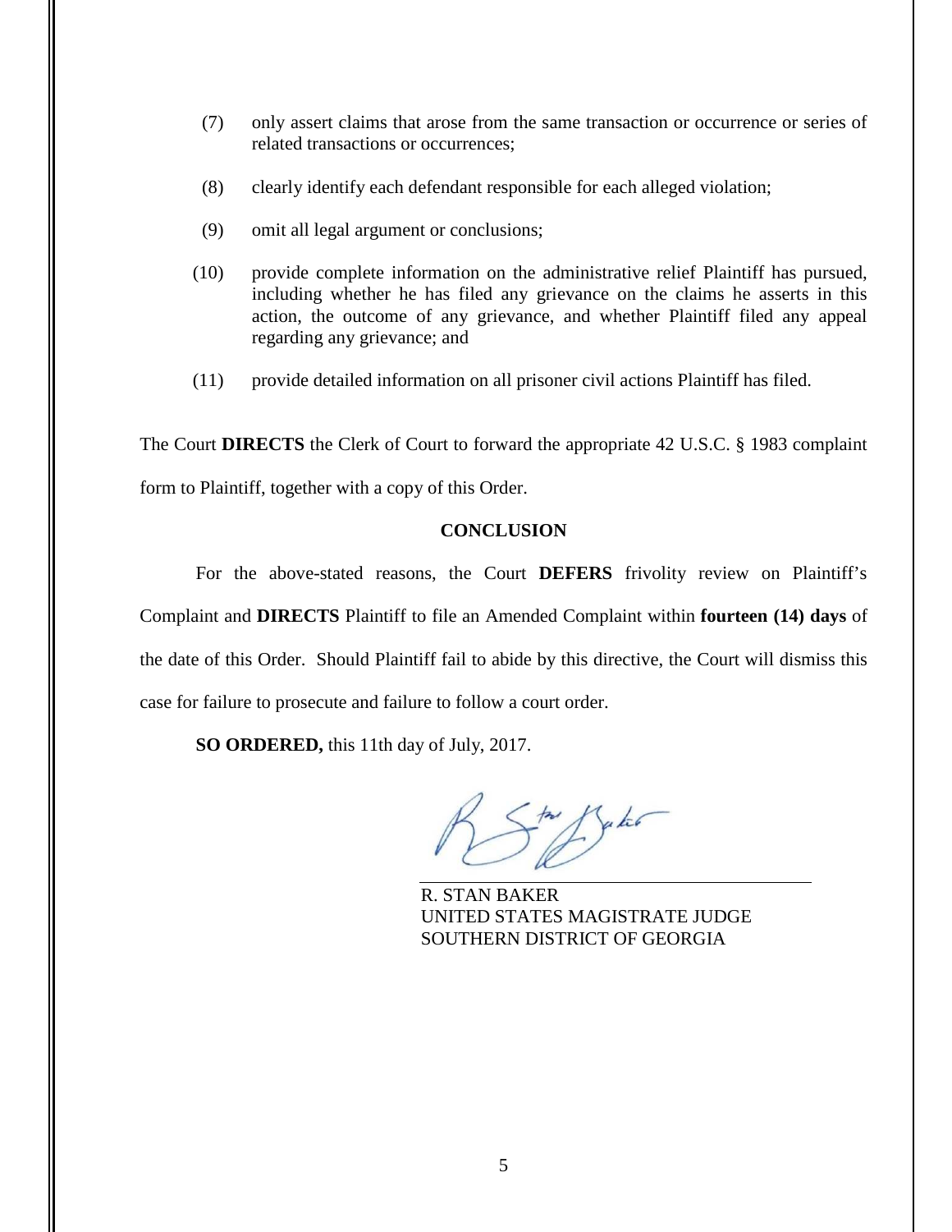(7) only assert claims that arose from the same transaction or occurrence or series of related transactions or occurrences;

(8) clearly identify each defendant responsible for each alleged violation;

(9) omit all legal argument or conclusions;

(10) provide complete information on the administrative relief Plaintiff has pursued, including whether he has filed any grievance on the claims he asserts in this action, the outcome of any grievance, and whether Plaintiff filed any appeal regarding any grievance; and

(11) provide detailed information on all prisoner civil actions Plaintiff has filed.

The Court **DIRECTS** the Clerk of Court to forward the appropriate 42 U.S.C. § 1983 complaint form to Plaintiff, together with a copy of this Order.

## CONCLUSION

For the above-stated reasons, the Court **DEFERS** frivolity review on Plaintiff's Complaint and **DIRECTS** Plaintiff to file an Amended Complaint within **fourteen (14) days** of the date of this Order. Should Plaintiff fail to abide by this directive, the Court will dismiss this case for failure to prosecute and failure to follow a court order.

**SO ORDERED,** this 11th day of July, 2017.

R. STAN BAKER
UNITED STATES MAGISTRATE JUDGE
SOUTHERN DISTRICT OF GEORGIA